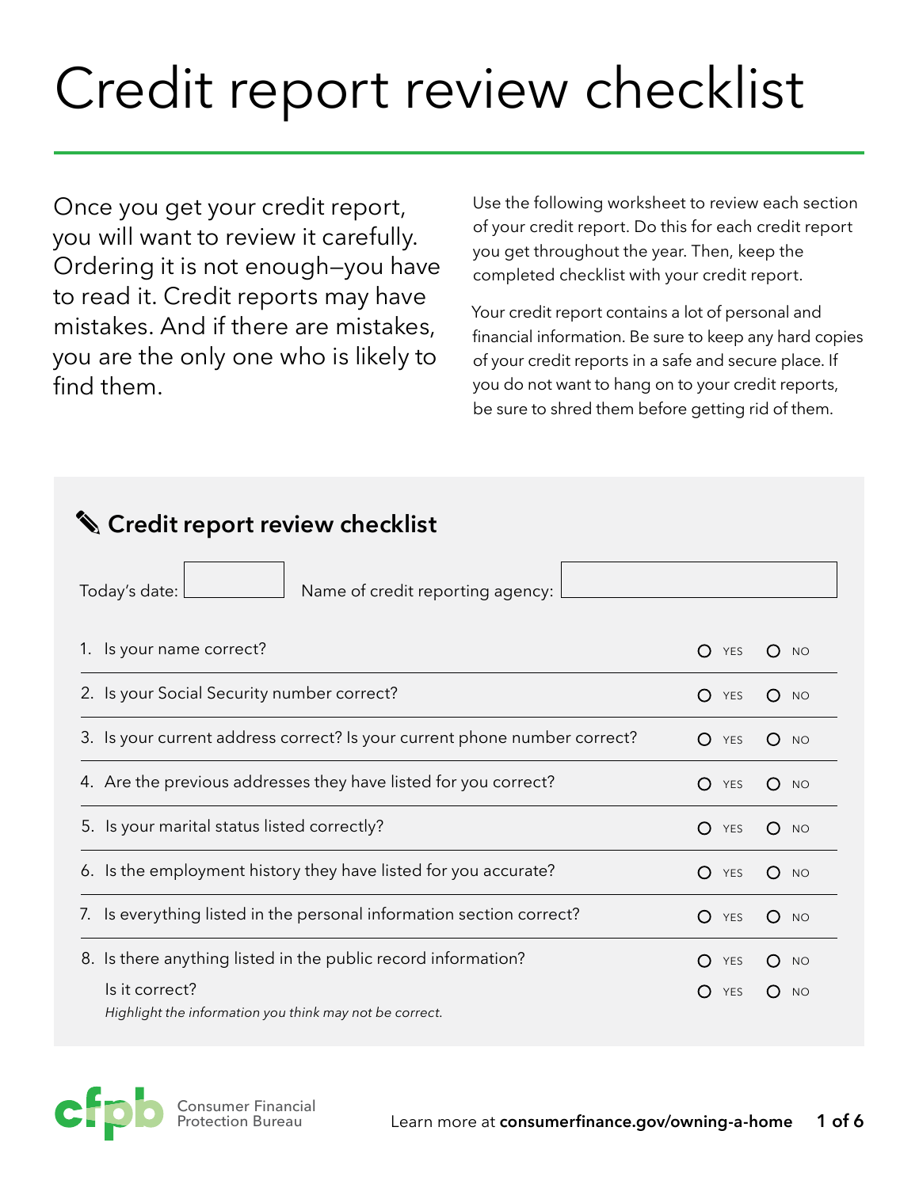# Credit report review checklist

Once you get your credit report, you will want to review it carefully. Ordering it is not enough—you have to read it. Credit reports may have mistakes. And if there are mistakes, you are the only one who is likely to find them.

Use the following worksheet to review each section of your credit report. Do this for each credit report you get throughout the year. Then, keep the completed checklist with your credit report.

Your credit report contains a lot of personal and financial information. Be sure to keep any hard copies of your credit reports in a safe and secure place. If you do not want to hang on to your credit reports, be sure to shred them before getting rid of them.

## ✎ Credit report review checklist

Today's date: ____________ Name of credit reporting agency: ____________

| Question | | |
| --- | --- | --- |
| 1. Is your name correct? | ○ YES | ○ NO |
| 2. Is your Social Security number correct? | ○ YES | ○ NO |
| 3. Is your current address correct? Is your current phone number correct? | ○ YES | ○ NO |
| 4. Are the previous addresses they have listed for you correct? | ○ YES | ○ NO |
| 5. Is your marital status listed correctly? | ○ YES | ○ NO |
| 6. Is the employment history they have listed for you accurate? | ○ YES | ○ NO |
| 7. Is everything listed in the personal information section correct? | ○ YES | ○ NO |
| 8. Is there anything listed in the public record information? | ○ YES | ○ NO |
| Is it correct? *Highlight the information you think may not be correct.* | ○ YES | ○ NO |

Consumer Financial Protection Bureau

Learn more at **consumerfinance.gov/owning-a-home**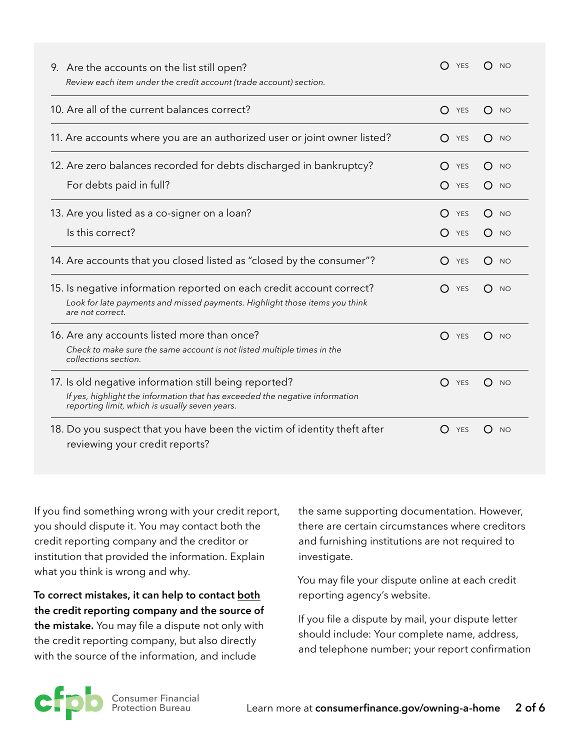9. Are the accounts on the list still open? ○ YES ○ NO
   *Review each item under the credit account (trade account) section.*

10. Are all of the current balances correct? ○ YES ○ NO

11. Are accounts where you are an authorized user or joint owner listed? ○ YES ○ NO

12. Are zero balances recorded for debts discharged in bankruptcy? ○ YES ○ NO
    For debts paid in full? ○ YES ○ NO

13. Are you listed as a co-signer on a loan? ○ YES ○ NO
    Is this correct? ○ YES ○ NO

14. Are accounts that you closed listed as "closed by the consumer"? ○ YES ○ NO

15. Is negative information reported on each credit account correct? ○ YES ○ NO
    *Look for late payments and missed payments. Highlight those items you think are not correct.*

16. Are any accounts listed more than once? ○ YES ○ NO
    *Check to make sure the same account is not listed multiple times in the collections section.*

17. Is old negative information still being reported? ○ YES ○ NO
    *If yes, highlight the information that has exceeded the negative information reporting limit, which is usually seven years.*

18. Do you suspect that you have been the victim of identity theft after reviewing your credit reports? ○ YES ○ NO

If you find something wrong with your credit report, you should dispute it. You may contact both the credit reporting company and the creditor or institution that provided the information. Explain what you think is wrong and why.

**To correct mistakes, it can help to contact both the credit reporting company and the source of the mistake.** You may file a dispute not only with the credit reporting company, but also directly with the source of the information, and include the same supporting documentation. However, there are certain circumstances where creditors and furnishing institutions are not required to investigate.

You may file your dispute online at each credit reporting agency's website.

If you file a dispute by mail, your dispute letter should include: Your complete name, address, and telephone number; your report confirmation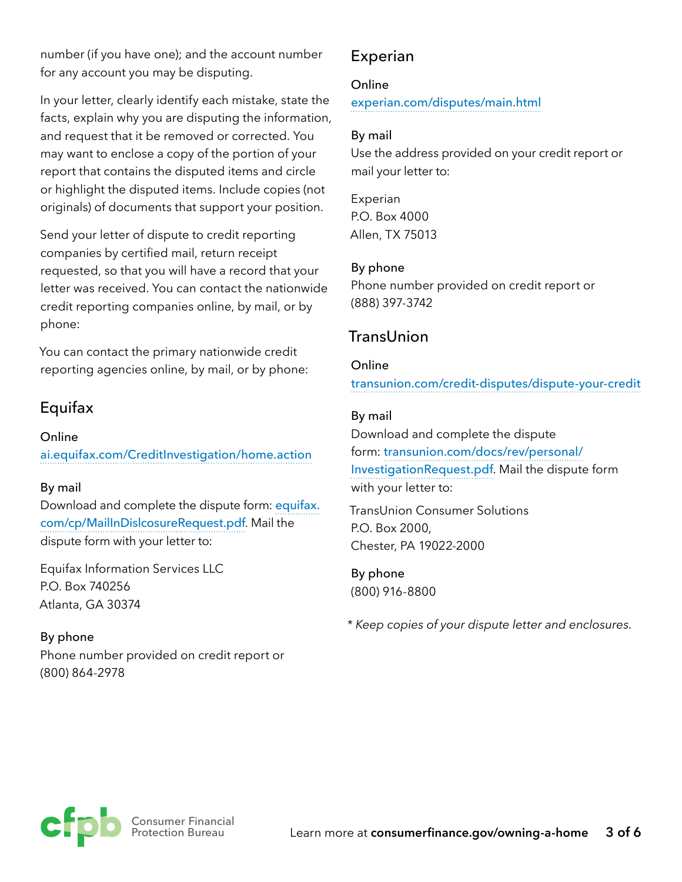number (if you have one); and the account number for any account you may be disputing.

In your letter, clearly identify each mistake, state the facts, explain why you are disputing the information, and request that it be removed or corrected. You may want to enclose a copy of the portion of your report that contains the disputed items and circle or highlight the disputed items. Include copies (not originals) of documents that support your position.

Send your letter of dispute to credit reporting companies by certified mail, return receipt requested, so that you will have a record that your letter was received. You can contact the nationwide credit reporting companies online, by mail, or by phone:

You can contact the primary nationwide credit reporting agencies online, by mail, or by phone:

## Equifax

**Online**
ai.equifax.com/CreditInvestigation/home.action

**By mail**
Download and complete the dispute form: equifax.com/cp/MailInDislcosureRequest.pdf. Mail the dispute form with your letter to:

Equifax Information Services LLC
P.O. Box 740256
Atlanta, GA 30374

**By phone**
Phone number provided on credit report or (800) 864-2978

## Experian

**Online**
experian.com/disputes/main.html

**By mail**
Use the address provided on your credit report or mail your letter to:

Experian
P.O. Box 4000
Allen, TX 75013

**By phone**
Phone number provided on credit report or (888) 397-3742

## TransUnion

**Online**
transunion.com/credit-disputes/dispute-your-credit

**By mail**
Download and complete the dispute form: transunion.com/docs/rev/personal/InvestigationRequest.pdf. Mail the dispute form with your letter to:

TransUnion Consumer Solutions
P.O. Box 2000,
Chester, PA 19022-2000

**By phone**
(800) 916-8800

* *Keep copies of your dispute letter and enclosures.*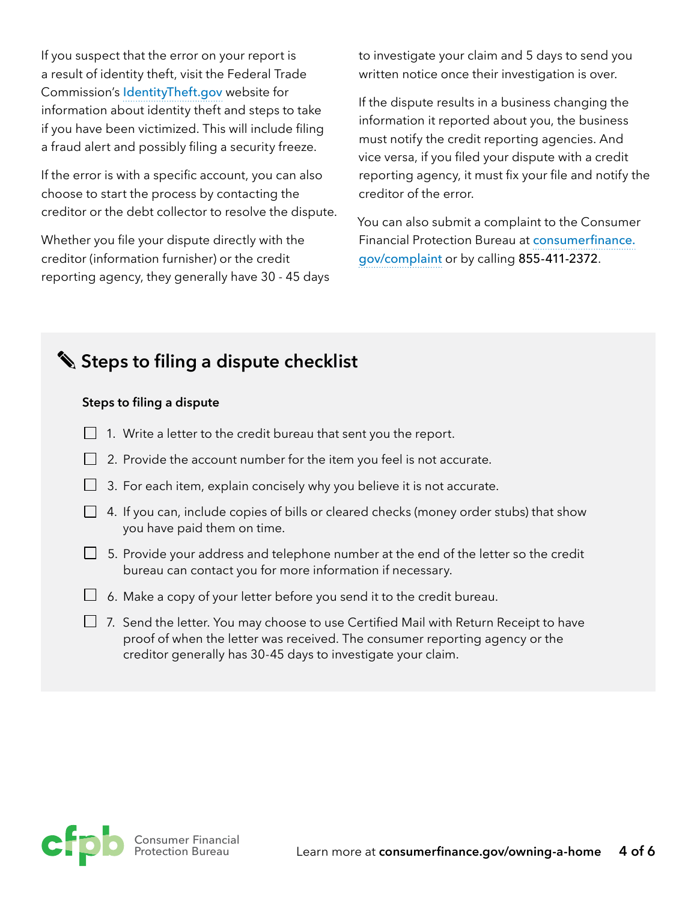If you suspect that the error on your report is a result of identity theft, visit the Federal Trade Commission's IdentityTheft.gov website for information about identity theft and steps to take if you have been victimized. This will include filing a fraud alert and possibly filing a security freeze.

If the error is with a specific account, you can also choose to start the process by contacting the creditor or the debt collector to resolve the dispute.

Whether you file your dispute directly with the creditor (information furnisher) or the credit reporting agency, they generally have 30 - 45 days to investigate your claim and 5 days to send you written notice once their investigation is over.

If the dispute results in a business changing the information it reported about you, the business must notify the credit reporting agencies. And vice versa, if you filed your dispute with a credit reporting agency, it must fix your file and notify the creditor of the error.

You can also submit a complaint to the Consumer Financial Protection Bureau at consumerfinance.gov/complaint or by calling 855-411-2372.

## ✎ Steps to filing a dispute checklist

**Steps to filing a dispute**

- ☐ 1. Write a letter to the credit bureau that sent you the report.
- ☐ 2. Provide the account number for the item you feel is not accurate.
- ☐ 3. For each item, explain concisely why you believe it is not accurate.
- ☐ 4. If you can, include copies of bills or cleared checks (money order stubs) that show you have paid them on time.
- ☐ 5. Provide your address and telephone number at the end of the letter so the credit bureau can contact you for more information if necessary.
- ☐ 6. Make a copy of your letter before you send it to the credit bureau.
- ☐ 7. Send the letter. You may choose to use Certified Mail with Return Receipt to have proof of when the letter was received. The consumer reporting agency or the creditor generally has 30-45 days to investigate your claim.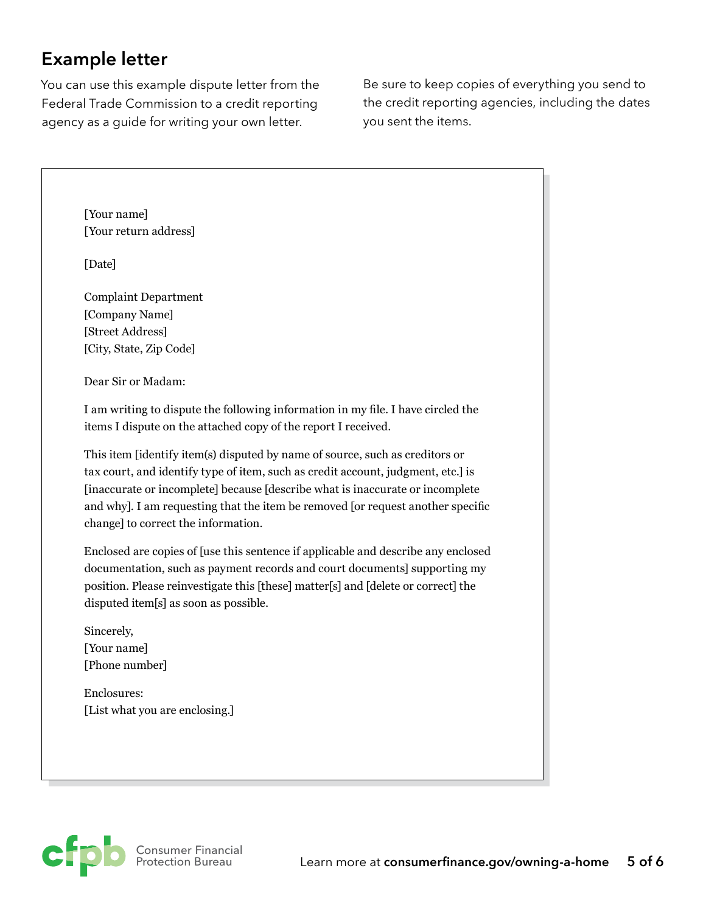## Example letter

You can use this example dispute letter from the Federal Trade Commission to a credit reporting agency as a guide for writing your own letter.

Be sure to keep copies of everything you send to the credit reporting agencies, including the dates you sent the items.

---

[Your name]
[Your return address]

[Date]

Complaint Department
[Company Name]
[Street Address]
[City, State, Zip Code]

Dear Sir or Madam:

I am writing to dispute the following information in my file. I have circled the items I dispute on the attached copy of the report I received.

This item [identify item(s) disputed by name of source, such as creditors or tax court, and identify type of item, such as credit account, judgment, etc.] is [inaccurate or incomplete] because [describe what is inaccurate or incomplete and why]. I am requesting that the item be removed [or request another specific change] to correct the information.

Enclosed are copies of [use this sentence if applicable and describe any enclosed documentation, such as payment records and court documents] supporting my position. Please reinvestigate this [these] matter[s] and [delete or correct] the disputed item[s] as soon as possible.

Sincerely,
[Your name]
[Phone number]

Enclosures:
[List what you are enclosing.]

---

Consumer Financial Protection Bureau

Learn more at **consumerfinance.gov/owning-a-home**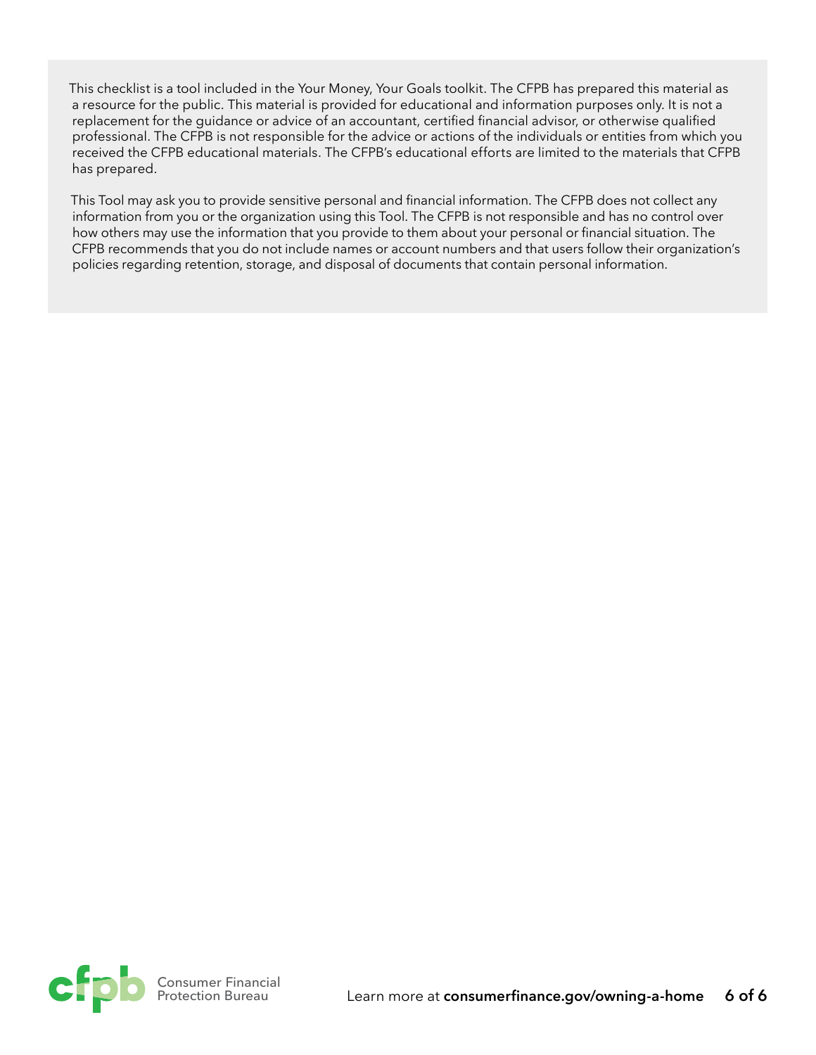This checklist is a tool included in the Your Money, Your Goals toolkit. The CFPB has prepared this material as a resource for the public. This material is provided for educational and information purposes only. It is not a replacement for the guidance or advice of an accountant, certified financial advisor, or otherwise qualified professional. The CFPB is not responsible for the advice or actions of the individuals or entities from which you received the CFPB educational materials. The CFPB's educational efforts are limited to the materials that CFPB has prepared.

This Tool may ask you to provide sensitive personal and financial information. The CFPB does not collect any information from you or the organization using this Tool. The CFPB is not responsible and has no control over how others may use the information that you provide to them about your personal or financial situation. The CFPB recommends that you do not include names or account numbers and that users follow their organization's policies regarding retention, storage, and disposal of documents that contain personal information.